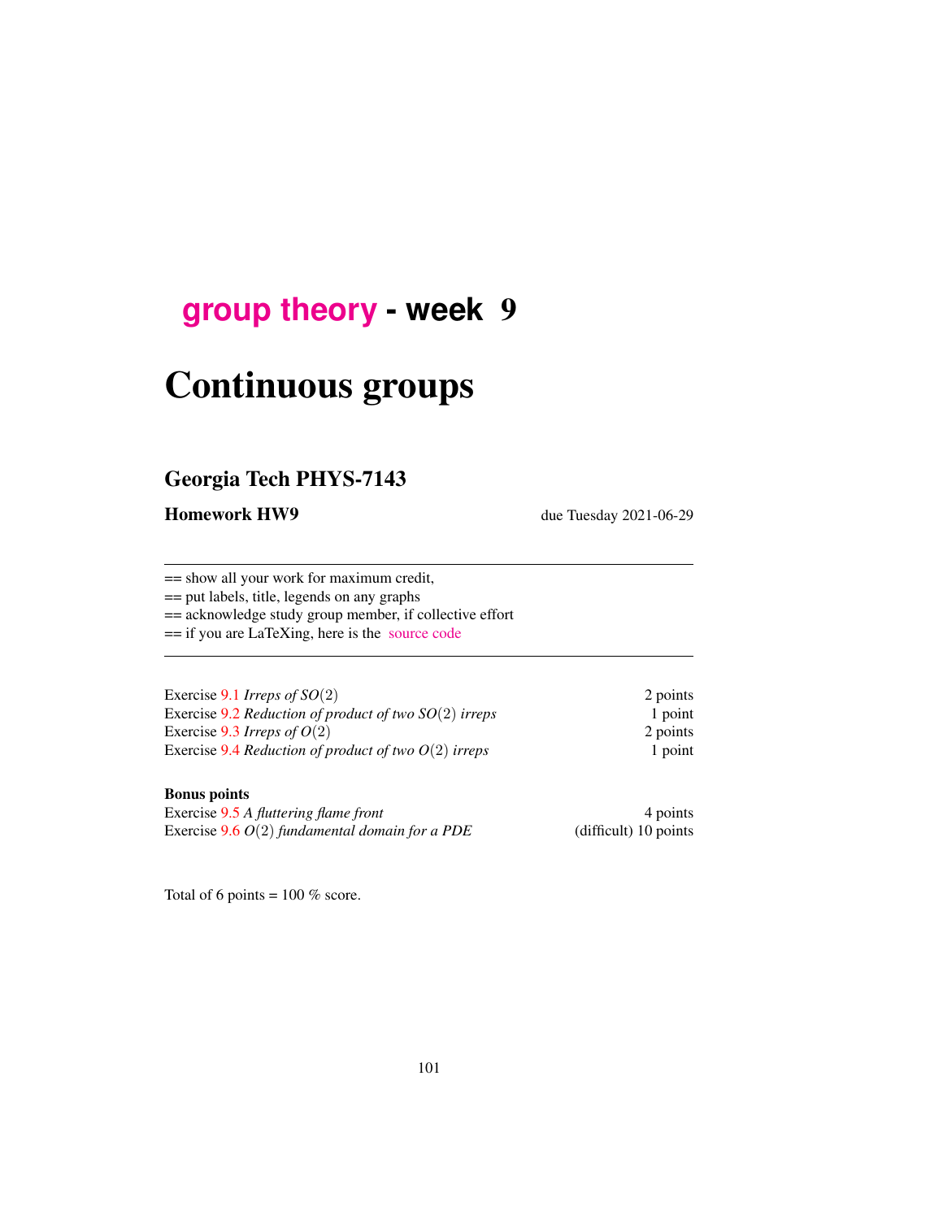# group theory - week 9

# Continuous groups

## Georgia Tech PHYS-7143

**Homework HW9** due Tuesday 2021-06-29

---

== show all your work for maximum credit,
== put labels, title, legends on any graphs
== acknowledge study group member, if collective effort
== if you are LaTeXing, here is the source code

---

| | |
|---|---|
| Exercise 9.1 *Irreps of $SO(2)$* | 2 points |
| Exercise 9.2 *Reduction of product of two $SO(2)$ irreps* | 1 point |
| Exercise 9.3 *Irreps of $O(2)$* | 2 points |
| Exercise 9.4 *Reduction of product of two $O(2)$ irreps* | 1 point |

**Bonus points**

| | |
|---|---|
| Exercise 9.5 *A fluttering flame front* | 4 points |
| Exercise 9.6 *$O(2)$ fundamental domain for a PDE* | (difficult) 10 points |

Total of 6 points = 100 % score.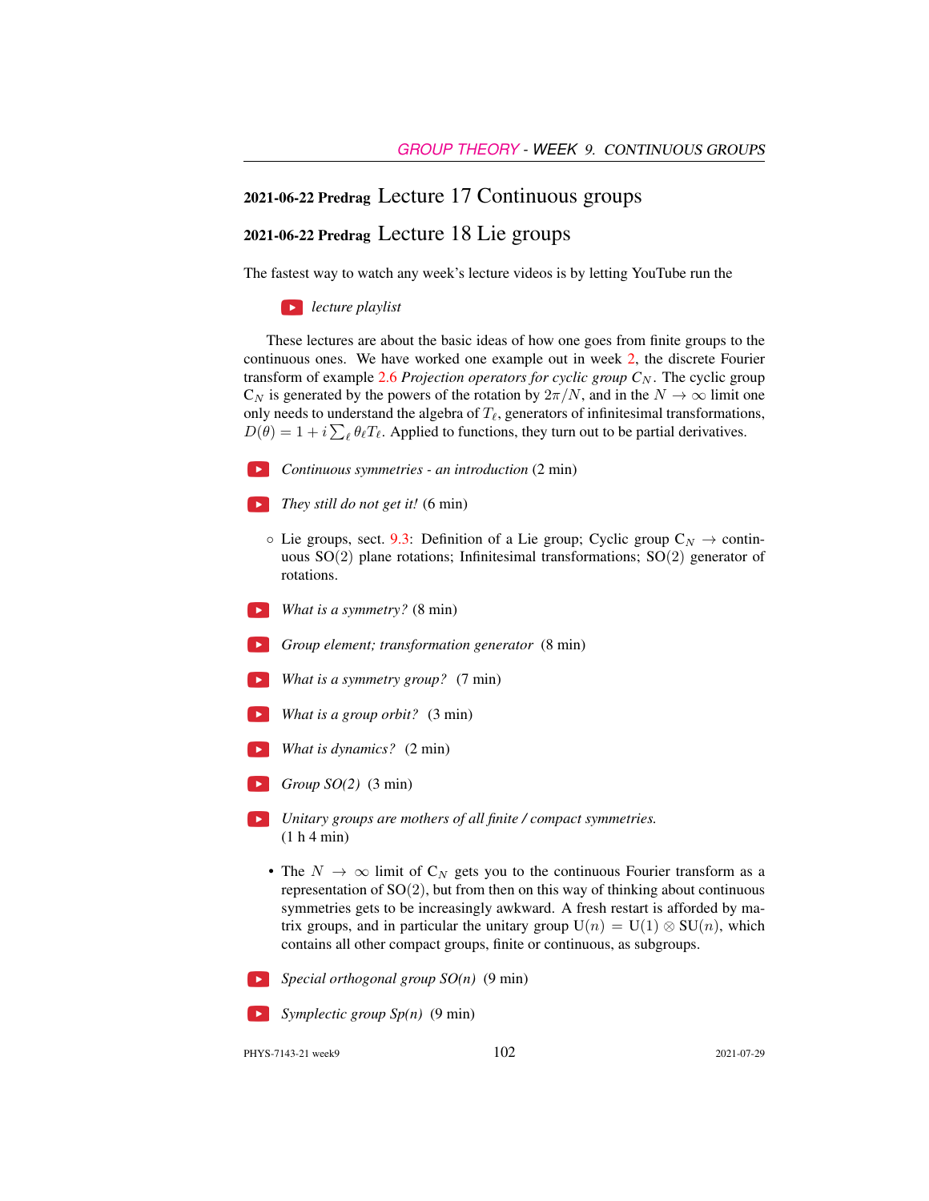## 2021-06-22 Predrag Lecture 17 Continuous groups

## 2021-06-22 Predrag Lecture 18 Lie groups

The fastest way to watch any week's lecture videos is by letting YouTube run the

*lecture playlist*

These lectures are about the basic ideas of how one goes from finite groups to the continuous ones. We have worked one example out in week 2, the discrete Fourier transform of example 2.6 *Projection operators for cyclic group $C_N$*. The cyclic group $C_N$ is generated by the powers of the rotation by $2\pi/N$, and in the $N \to \infty$ limit one only needs to understand the algebra of $T_\ell$, generators of infinitesimal transformations, $D(\theta) = 1 + i \sum_\ell \theta_\ell T_\ell$. Applied to functions, they turn out to be partial derivatives.

*Continuous symmetries - an introduction* (2 min)

*They still do not get it!* (6 min)

- Lie groups, sect. 9.3: Definition of a Lie group; Cyclic group $C_N \to$ continuous SO(2) plane rotations; Infinitesimal transformations; SO(2) generator of rotations.

*What is a symmetry?* (8 min)

*Group element; transformation generator* (8 min)

*What is a symmetry group?* (7 min)

*What is a group orbit?* (3 min)

*What is dynamics?* (2 min)

*Group SO(2)* (3 min)

*Unitary groups are mothers of all finite / compact symmetries.* (1 h 4 min)

- The $N \to \infty$ limit of $C_N$ gets you to the continuous Fourier transform as a representation of SO(2), but from then on this way of thinking about continuous symmetries gets to be increasingly awkward. A fresh restart is afforded by matrix groups, and in particular the unitary group $U(n) = U(1) \otimes SU(n)$, which contains all other compact groups, finite or continuous, as subgroups.

*Special orthogonal group SO(n)* (9 min)

*Symplectic group Sp(n)* (9 min)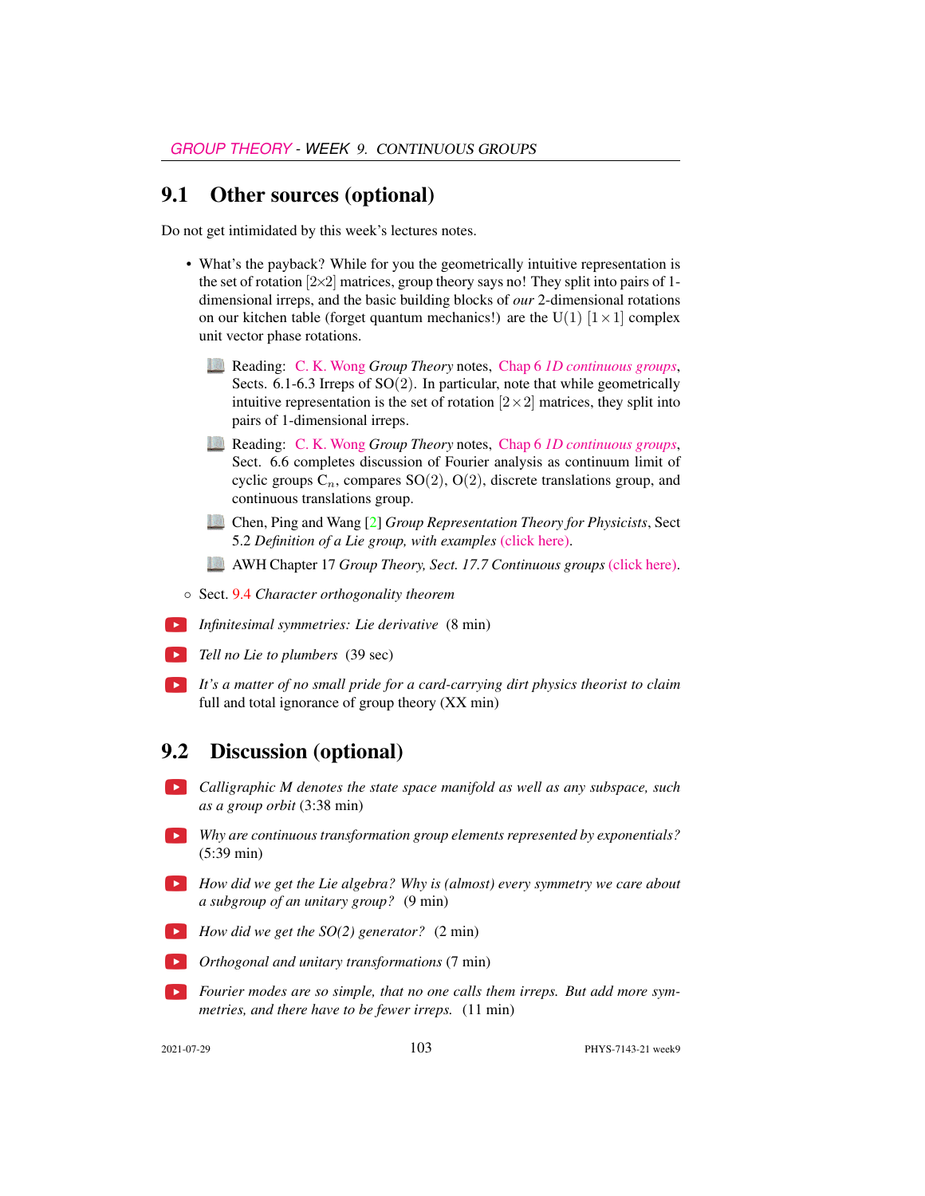## 9.1 Other sources (optional)

Do not get intimidated by this week's lectures notes.

- What's the payback? While for you the geometrically intuitive representation is the set of rotation $[2\times 2]$ matrices, group theory says no! They split into pairs of 1-dimensional irreps, and the basic building blocks of *our* 2-dimensional rotations on our kitchen table (forget quantum mechanics!) are the $\mathrm{U}(1)$ $[1\times 1]$ complex unit vector phase rotations.

  - Reading: C. K. Wong *Group Theory* notes, Chap 6 *1D continuous groups*, Sects. 6.1-6.3 Irreps of $\mathrm{SO}(2)$. In particular, note that while geometrically intuitive representation is the set of rotation $[2\times 2]$ matrices, they split into pairs of 1-dimensional irreps.
  - Reading: C. K. Wong *Group Theory* notes, Chap 6 *1D continuous groups*, Sect. 6.6 completes discussion of Fourier analysis as continuum limit of cyclic groups $\mathrm{C}_n$, compares $\mathrm{SO}(2)$, $\mathrm{O}(2)$, discrete translations group, and continuous translations group.
  - Chen, Ping and Wang [2] *Group Representation Theory for Physicists*, Sect 5.2 *Definition of a Lie group, with examples* (click here).
  - AWH Chapter 17 *Group Theory, Sect. 17.7 Continuous groups* (click here).

- ◦ Sect. 9.4 *Character orthogonality theorem*

- *Infinitesimal symmetries: Lie derivative* (8 min)
- *Tell no Lie to plumbers* (39 sec)
- *It's a matter of no small pride for a card-carrying dirt physics theorist to claim* full and total ignorance of group theory (XX min)

## 9.2 Discussion (optional)

- *Calligraphic M denotes the state space manifold as well as any subspace, such as a group orbit* (3:38 min)
- *Why are continuous transformation group elements represented by exponentials?* (5:39 min)
- *How did we get the Lie algebra? Why is (almost) every symmetry we care about a subgroup of an unitary group?* (9 min)
- *How did we get the SO(2) generator?* (2 min)
- *Orthogonal and unitary transformations* (7 min)
- *Fourier modes are so simple, that no one calls them irreps. But add more symmetries, and there have to be fewer irreps.* (11 min)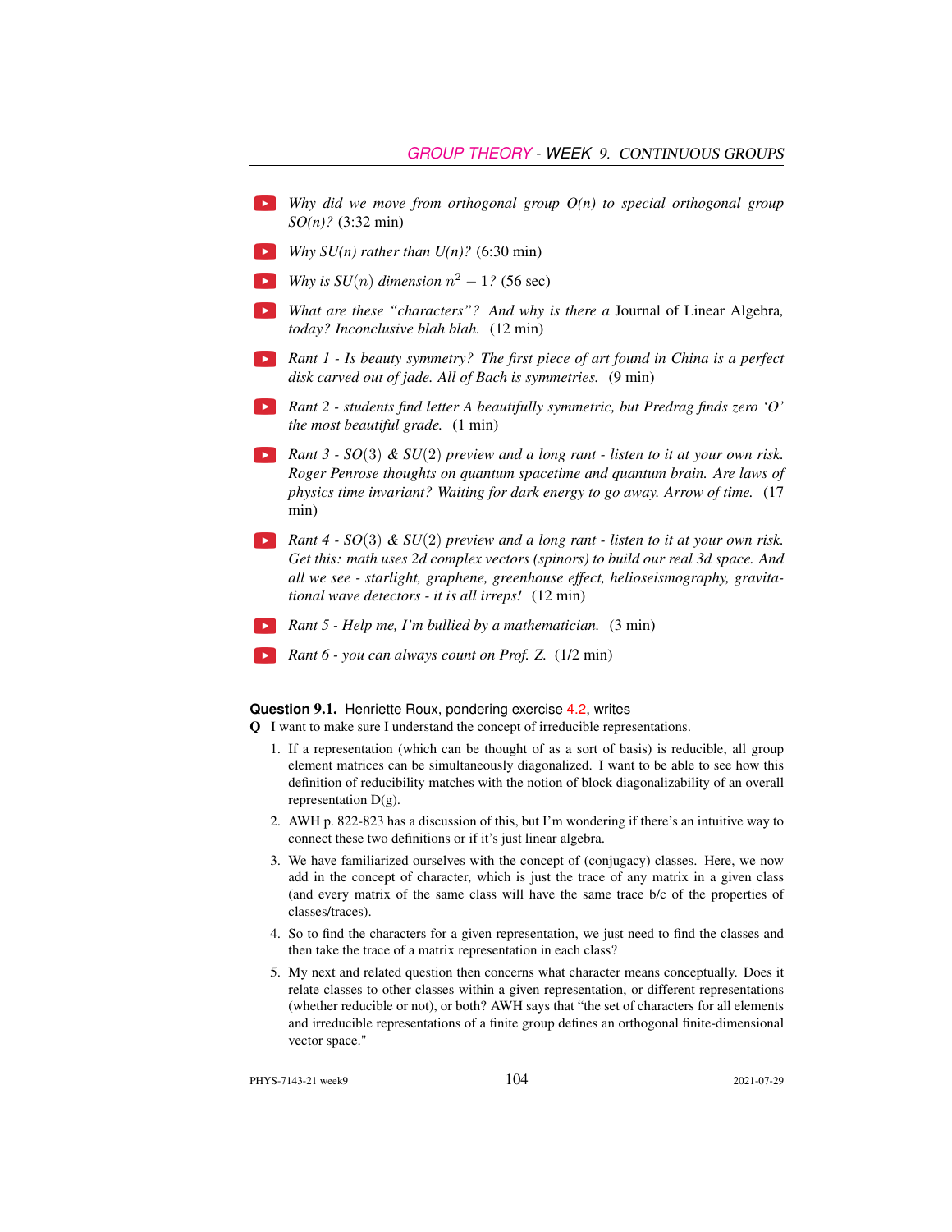- *Why did we move from orthogonal group O(n) to special orthogonal group SO(n)?* (3:32 min)
- *Why SU(n) rather than U(n)?* (6:30 min)
- *Why is SU($n$) dimension $n^2 - 1$?* (56 sec)
- *What are these "characters"? And why is there a* Journal of Linear Algebra*, today? Inconclusive blah blah.* (12 min)
- *Rant 1 - Is beauty symmetry? The first piece of art found in China is a perfect disk carved out of jade. All of Bach is symmetries.* (9 min)
- *Rant 2 - students find letter A beautifully symmetric, but Predrag finds zero 'O' the most beautiful grade.* (1 min)
- *Rant 3 - SO(3) & SU(2) preview and a long rant - listen to it at your own risk. Roger Penrose thoughts on quantum spacetime and quantum brain. Are laws of physics time invariant? Waiting for dark energy to go away. Arrow of time.* (17 min)
- *Rant 4 - SO(3) & SU(2) preview and a long rant - listen to it at your own risk. Get this: math uses 2d complex vectors (spinors) to build our real 3d space. And all we see - starlight, graphene, greenhouse effect, helioseismography, gravitational wave detectors - it is all irreps!* (12 min)
- *Rant 5 - Help me, I'm bullied by a mathematician.* (3 min)
- *Rant 6 - you can always count on Prof. Z.* (1/2 min)

**Question 9.1.** Henriette Roux, pondering exercise 4.2, writes

**Q** I want to make sure I understand the concept of irreducible representations.

1. If a representation (which can be thought of as a sort of basis) is reducible, all group element matrices can be simultaneously diagonalized. I want to be able to see how this definition of reducibility matches with the notion of block diagonalizability of an overall representation D(g).
2. AWH p. 822-823 has a discussion of this, but I'm wondering if there's an intuitive way to connect these two definitions or if it's just linear algebra.
3. We have familiarized ourselves with the concept of (conjugacy) classes. Here, we now add in the concept of character, which is just the trace of any matrix in a given class (and every matrix of the same class will have the same trace b/c of the properties of classes/traces).
4. So to find the characters for a given representation, we just need to find the classes and then take the trace of a matrix representation in each class?
5. My next and related question then concerns what character means conceptually. Does it relate classes to other classes within a given representation, or different representations (whether reducible or not), or both? AWH says that "the set of characters for all elements and irreducible representations of a finite group defines an orthogonal finite-dimensional vector space."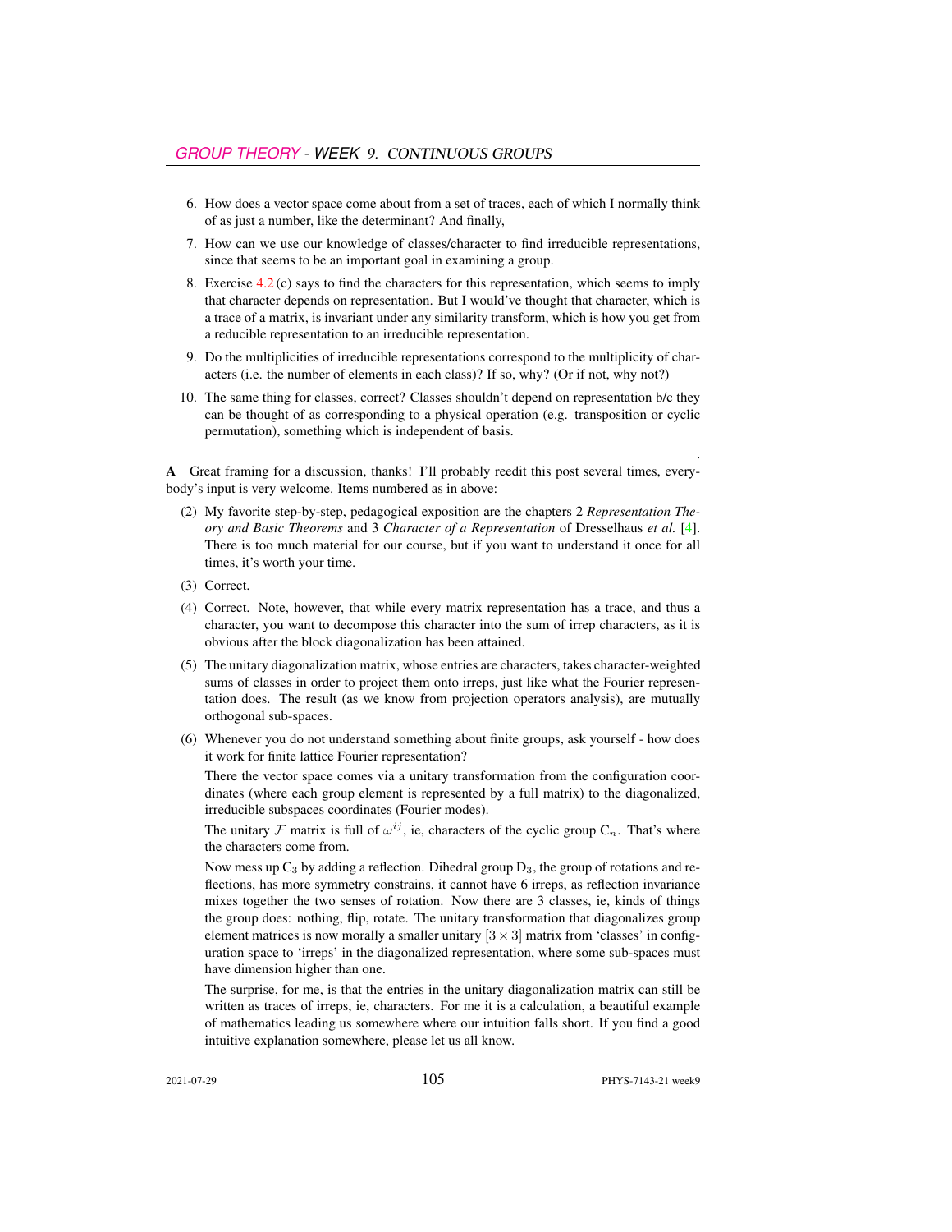6. How does a vector space come about from a set of traces, each of which I normally think of as just a number, like the determinant? And finally,

7. How can we use our knowledge of classes/character to find irreducible representations, since that seems to be an important goal in examining a group.

8. Exercise 4.2 (c) says to find the characters for this representation, which seems to imply that character depends on representation. But I would've thought that character, which is a trace of a matrix, is invariant under any similarity transform, which is how you get from a reducible representation to an irreducible representation.

9. Do the multiplicities of irreducible representations correspond to the multiplicity of characters (i.e. the number of elements in each class)? If so, why? (Or if not, why not?)

10. The same thing for classes, correct? Classes shouldn't depend on representation b/c they can be thought of as corresponding to a physical operation (e.g. transposition or cyclic permutation), something which is independent of basis.

**A** Great framing for a discussion, thanks! I'll probably reedit this post several times, everybody's input is very welcome. Items numbered as in above:

(2) My favorite step-by-step, pedagogical exposition are the chapters 2 *Representation Theory and Basic Theorems* and 3 *Character of a Representation* of Dresselhaus *et al.* [4]. There is too much material for our course, but if you want to understand it once for all times, it's worth your time.

(3) Correct.

(4) Correct. Note, however, that while every matrix representation has a trace, and thus a character, you want to decompose this character into the sum of irrep characters, as it is obvious after the block diagonalization has been attained.

(5) The unitary diagonalization matrix, whose entries are characters, takes character-weighted sums of classes in order to project them onto irreps, just like what the Fourier representation does. The result (as we know from projection operators analysis), are mutually orthogonal sub-spaces.

(6) Whenever you do not understand something about finite groups, ask yourself - how does it work for finite lattice Fourier representation?

There the vector space comes via a unitary transformation from the configuration coordinates (where each group element is represented by a full matrix) to the diagonalized, irreducible subspaces coordinates (Fourier modes).

The unitary $\mathcal{F}$ matrix is full of $\omega^{ij}$, ie, characters of the cyclic group $C_n$. That's where the characters come from.

Now mess up $C_3$ by adding a reflection. Dihedral group $D_3$, the group of rotations and reflections, has more symmetry constrains, it cannot have 6 irreps, as reflection invariance mixes together the two senses of rotation. Now there are 3 classes, ie, kinds of things the group does: nothing, flip, rotate. The unitary transformation that diagonalizes group element matrices is now morally a smaller unitary $[3 \times 3]$ matrix from 'classes' in configuration space to 'irreps' in the diagonalized representation, where some sub-spaces must have dimension higher than one.

The surprise, for me, is that the entries in the unitary diagonalization matrix can still be written as traces of irreps, ie, characters. For me it is a calculation, a beautiful example of mathematics leading us somewhere where our intuition falls short. If you find a good intuitive explanation somewhere, please let us all know.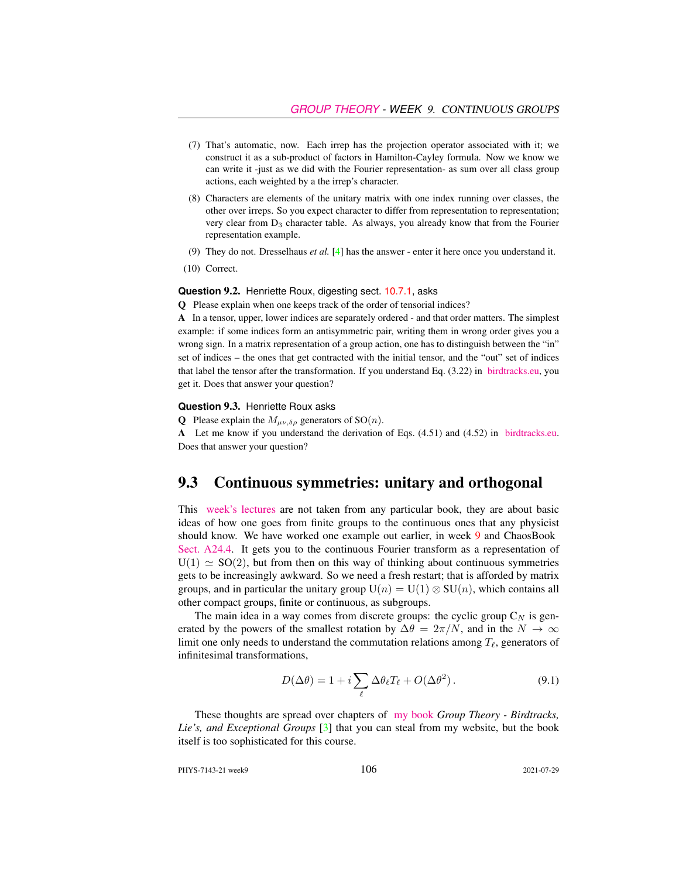(7) That's automatic, now. Each irrep has the projection operator associated with it; we construct it as a sub-product of factors in Hamilton-Cayley formula. Now we know we can write it -just as we did with the Fourier representation- as sum over all class group actions, each weighted by a the irrep's character.

(8) Characters are elements of the unitary matrix with one index running over classes, the other over irreps. So you expect character to differ from representation to representation; very clear from $D_3$ character table. As always, you already know that from the Fourier representation example.

(9) They do not. Dresselhaus *et al.* [4] has the answer - enter it here once you understand it.

(10) Correct.

**Question 9.2.** Henriette Roux, digesting sect. 10.7.1, asks

**Q** Please explain when one keeps track of the order of tensorial indices?

**A** In a tensor, upper, lower indices are separately ordered - and that order matters. The simplest example: if some indices form an antisymmetric pair, writing them in wrong order gives you a wrong sign. In a matrix representation of a group action, one has to distinguish between the "in" set of indices – the ones that get contracted with the initial tensor, and the "out" set of indices that label the tensor after the transformation. If you understand Eq. (3.22) in birdtracks.eu, you get it. Does that answer your question?

**Question 9.3.** Henriette Roux asks

**Q** Please explain the $M_{\mu\nu,\delta\rho}$ generators of $\mathrm{SO}(n)$.

**A** Let me know if you understand the derivation of Eqs. (4.51) and (4.52) in birdtracks.eu. Does that answer your question?

## 9.3 Continuous symmetries: unitary and orthogonal

This week's lectures are not taken from any particular book, they are about basic ideas of how one goes from finite groups to the continuous ones that any physicist should know. We have worked one example out earlier, in week 9 and ChaosBook Sect. A24.4. It gets you to the continuous Fourier transform as a representation of $\mathrm{U}(1) \simeq \mathrm{SO}(2)$, but from then on this way of thinking about continuous symmetries gets to be increasingly awkward. So we need a fresh restart; that is afforded by matrix groups, and in particular the unitary group $\mathrm{U}(n) = \mathrm{U}(1) \otimes \mathrm{SU}(n)$, which contains all other compact groups, finite or continuous, as subgroups.

The main idea in a way comes from discrete groups: the cyclic group $\mathrm{C}_N$ is generated by the powers of the smallest rotation by $\Delta\theta = 2\pi/N$, and in the $N \to \infty$ limit one only needs to understand the commutation relations among $T_\ell$, generators of infinitesimal transformations,

$$D(\Delta\theta) = 1 + i \sum_\ell \Delta\theta_\ell T_\ell + O(\Delta\theta^2) \,. \tag{9.1}$$

These thoughts are spread over chapters of my book *Group Theory - Birdtracks, Lie's, and Exceptional Groups* [3] that you can steal from my website, but the book itself is too sophisticated for this course.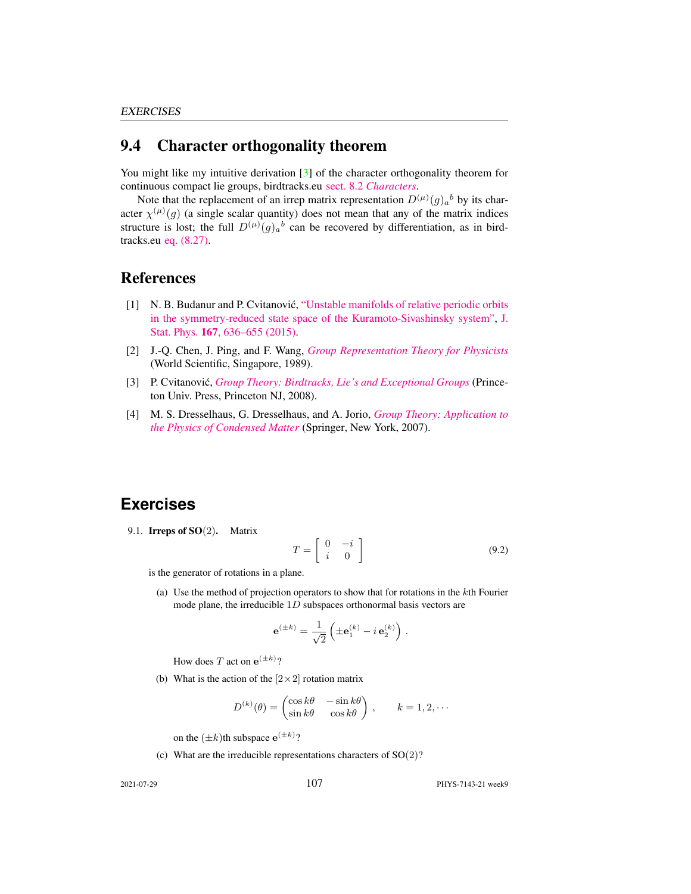## 9.4 Character orthogonality theorem

You might like my intuitive derivation [3] of the character orthogonality theorem for continuous compact lie groups, birdtracks.eu sect. 8.2 *Characters*.

Note that the replacement of an irrep matrix representation $D^{(\mu)}(g)_a{}^b$ by its character $\chi^{(\mu)}(g)$ (a single scalar quantity) does not mean that any of the matrix indices structure is lost; the full $D^{(\mu)}(g)_a{}^b$ can be recovered by differentiation, as in birdtracks.eu eq. (8.27).

## References

[1] N. B. Budanur and P. Cvitanović, "Unstable manifolds of relative periodic orbits in the symmetry-reduced state space of the Kuramoto-Sivashinsky system", J. Stat. Phys. **167**, 636–655 (2015).

[2] J.-Q. Chen, J. Ping, and F. Wang, *Group Representation Theory for Physicists* (World Scientific, Singapore, 1989).

[3] P. Cvitanović, *Group Theory: Birdtracks, Lie's and Exceptional Groups* (Princeton Univ. Press, Princeton NJ, 2008).

[4] M. S. Dresselhaus, G. Dresselhaus, and A. Jorio, *Group Theory: Application to the Physics of Condensed Matter* (Springer, New York, 2007).

## Exercises

9.1. **Irreps of SO(2).** Matrix

$$T = \begin{bmatrix} 0 & -i \\ i & 0 \end{bmatrix} \tag{9.2}$$

is the generator of rotations in a plane.

(a) Use the method of projection operators to show that for rotations in the $k$th Fourier mode plane, the irreducible $1D$ subspaces orthonormal basis vectors are

$$\mathbf{e}^{(\pm k)} = \frac{1}{\sqrt{2}}\left(\pm \mathbf{e}_1^{(k)} - i\,\mathbf{e}_2^{(k)}\right) .$$

How does $T$ act on $\mathbf{e}^{(\pm k)}$?

(b) What is the action of the $[2\times 2]$ rotation matrix

$$D^{(k)}(\theta) = \begin{pmatrix} \cos k\theta & -\sin k\theta \\ \sin k\theta & \cos k\theta \end{pmatrix} , \qquad k = 1, 2, \cdots$$

on the $(\pm k)$th subspace $\mathbf{e}^{(\pm k)}$?

(c) What are the irreducible representations characters of SO(2)?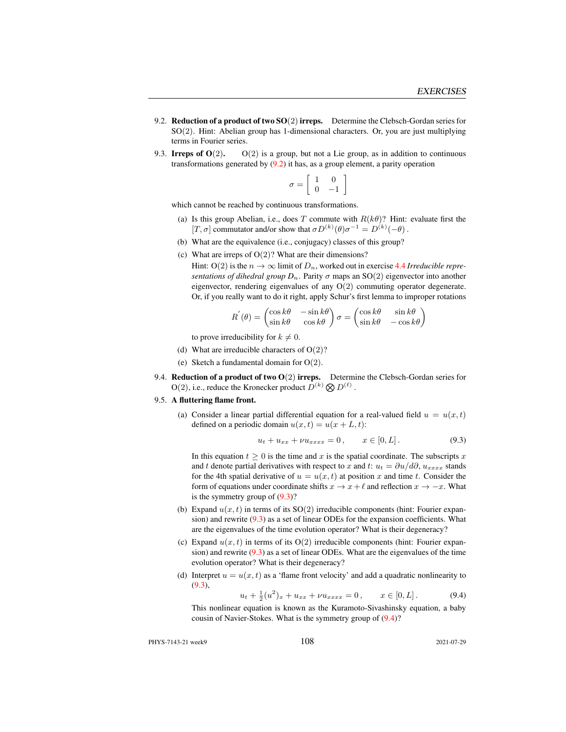9.2. **Reduction of a product of two SO(2) irreps.** Determine the Clebsch-Gordan series for SO(2). Hint: Abelian group has 1-dimensional characters. Or, you are just multiplying terms in Fourier series.

9.3. **Irreps of O(2).** O(2) is a group, but not a Lie group, as in addition to continuous transformations generated by (9.2) it has, as a group element, a parity operation

$$\sigma = \begin{bmatrix} 1 & 0 \\ 0 & -1 \end{bmatrix}$$

which cannot be reached by continuous transformations.

(a) Is this group Abelian, i.e., does $T$ commute with $R(k\theta)$? Hint: evaluate first the $[T, \sigma]$ commutator and/or show that $\sigma D^{(k)}(\theta)\sigma^{-1} = D^{(k)}(-\theta)$.

(b) What are the equivalence (i.e., conjugacy) classes of this group?

(c) What are irreps of O(2)? What are their dimensions?
Hint: O(2) is the $n \to \infty$ limit of $D_n$, worked out in exercise 4.4 *Irreducible representations of dihedral group $D_n$*. Parity $\sigma$ maps an SO(2) eigenvector into another eigenvector, rendering eigenvalues of any O(2) commuting operator degenerate. Or, if you really want to do it right, apply Schur's first lemma to improper rotations

$$R^{'}(\theta) = \begin{pmatrix} \cos k\theta & -\sin k\theta \\ \sin k\theta & \cos k\theta \end{pmatrix} \sigma = \begin{pmatrix} \cos k\theta & \sin k\theta \\ \sin k\theta & -\cos k\theta \end{pmatrix}$$

to prove irreducibility for $k \neq 0$.

(d) What are irreducible characters of O(2)?

(e) Sketch a fundamental domain for O(2).

9.4. **Reduction of a product of two O(2) irreps.** Determine the Clebsch-Gordan series for O(2), i.e., reduce the Kronecker product $D^{(k)} \bigotimes D^{(\ell)}$.

9.5. **A fluttering flame front.**

(a) Consider a linear partial differential equation for a real-valued field $u = u(x,t)$ defined on a periodic domain $u(x,t) = u(x+L,t)$:

$$u_t + u_{xx} + \nu u_{xxxx} = 0\,, \qquad x \in [0, L]\,. \tag{9.3}$$

In this equation $t \geq 0$ is the time and $x$ is the spatial coordinate. The subscripts $x$ and $t$ denote partial derivatives with respect to $x$ and $t$: $u_t = \partial u/d\partial$, $u_{xxxx}$ stands for the 4th spatial derivative of $u = u(x,t)$ at position $x$ and time $t$. Consider the form of equations under coordinate shifts $x \to x + \ell$ and reflection $x \to -x$. What is the symmetry group of (9.3)?

(b) Expand $u(x,t)$ in terms of its SO(2) irreducible components (hint: Fourier expansion) and rewrite (9.3) as a set of linear ODEs for the expansion coefficients. What are the eigenvalues of the time evolution operator? What is their degeneracy?

(c) Expand $u(x,t)$ in terms of its O(2) irreducible components (hint: Fourier expansion) and rewrite (9.3) as a set of linear ODEs. What are the eigenvalues of the time evolution operator? What is their degeneracy?

(d) Interpret $u = u(x,t)$ as a 'flame front velocity' and add a quadratic nonlinearity to (9.3),

$$u_t + \tfrac{1}{2}(u^2)_x + u_{xx} + \nu u_{xxxx} = 0\,, \qquad x \in [0, L]\,. \tag{9.4}$$

This nonlinear equation is known as the Kuramoto-Sivashinsky equation, a baby cousin of Navier-Stokes. What is the symmetry group of (9.4)?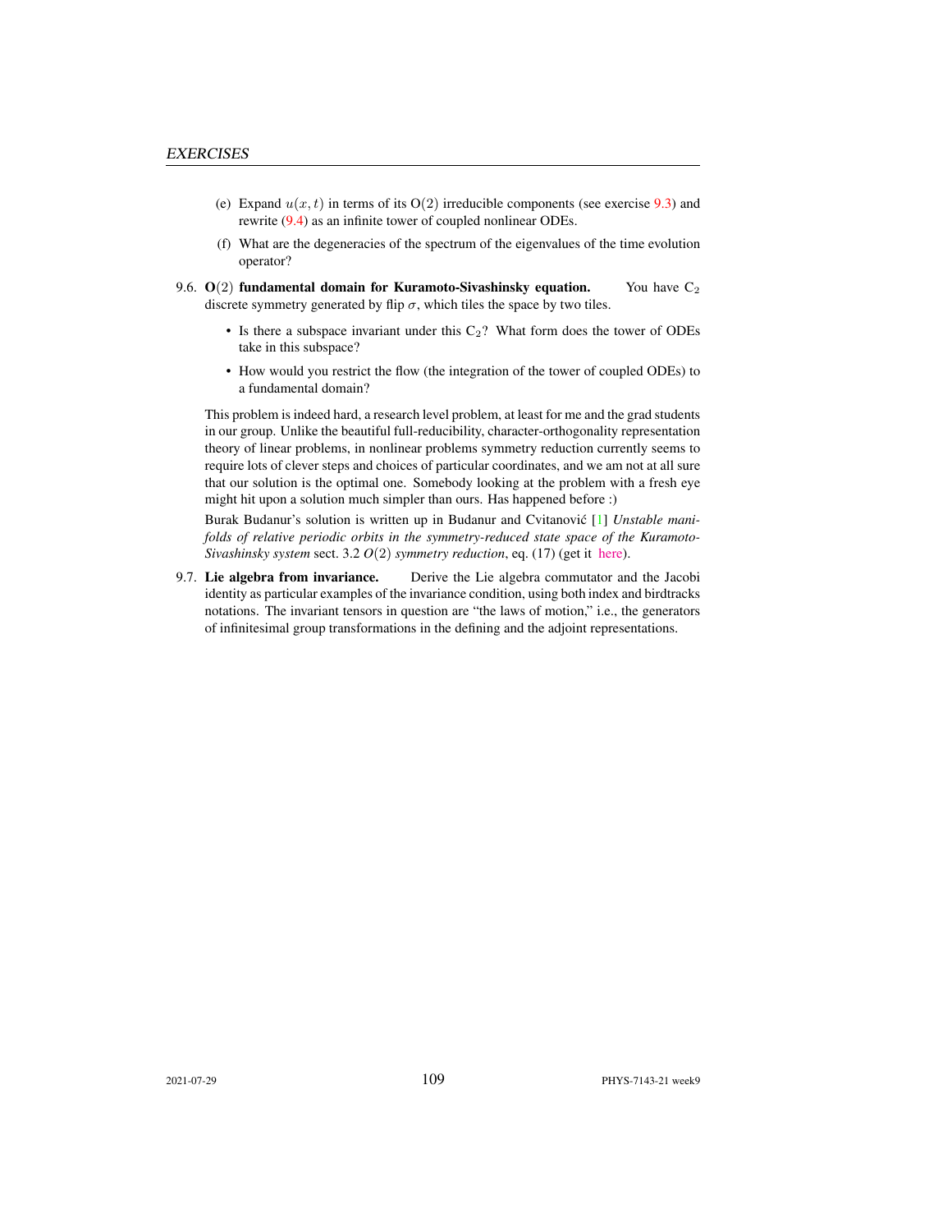(e) Expand $u(x, t)$ in terms of its $O(2)$ irreducible components (see exercise 9.3) and rewrite (9.4) as an infinite tower of coupled nonlinear ODEs.

(f) What are the degeneracies of the spectrum of the eigenvalues of the time evolution operator?

9.6. **$O(2)$ fundamental domain for Kuramoto-Sivashinsky equation.** You have $C_2$ discrete symmetry generated by flip $\sigma$, which tiles the space by two tiles.

- Is there a subspace invariant under this $C_2$? What form does the tower of ODEs take in this subspace?
- How would you restrict the flow (the integration of the tower of coupled ODEs) to a fundamental domain?

This problem is indeed hard, a research level problem, at least for me and the grad students in our group. Unlike the beautiful full-reducibility, character-orthogonality representation theory of linear problems, in nonlinear problems symmetry reduction currently seems to require lots of clever steps and choices of particular coordinates, and we am not at all sure that our solution is the optimal one. Somebody looking at the problem with a fresh eye might hit upon a solution much simpler than ours. Has happened before :)

Burak Budanur's solution is written up in Budanur and Cvitanović [1] *Unstable manifolds of relative periodic orbits in the symmetry-reduced state space of the Kuramoto-Sivashinsky system* sect. 3.2 *$O(2)$ symmetry reduction*, eq. (17) (get it here).

9.7. **Lie algebra from invariance.** Derive the Lie algebra commutator and the Jacobi identity as particular examples of the invariance condition, using both index and birdtracks notations. The invariant tensors in question are "the laws of motion," i.e., the generators of infinitesimal group transformations in the defining and the adjoint representations.